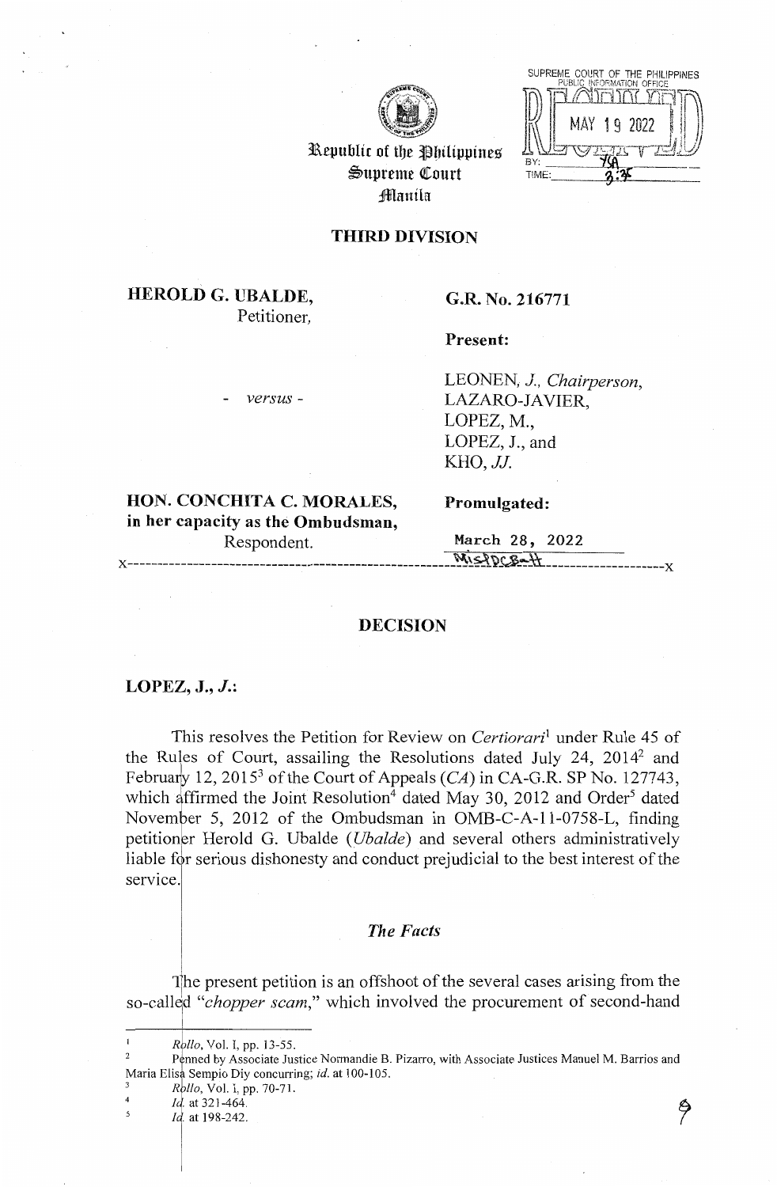Republic of the Philippines
Supreme Court
Manila

SUPREME COURT OF THE PHILIPPINES
PUBLIC INFORMATION OFFICE
MAY 19 2022
BY: ___
TIME: 3:35

## THIRD DIVISION

**HEROLD G. UBALDE,**
Petitioner,

\- *versus* -

**HON. CONCHITA C. MORALES, in her capacity as the Ombudsman,**
Respondent.

**G.R. No. 216771**

**Present:**

LEONEN, *J., Chairperson*,
LAZARO-JAVIER,
LOPEZ, M.,
LOPEZ, J., and
KHO, *JJ.*

**Promulgated:**

March 28, 2022

x-----------------------------------------------------------------------------------------x

## DECISION

**LOPEZ, J., *J.*:**

This resolves the Petition for Review on *Certiorari*[1] under Rule 45 of the Rules of Court, assailing the Resolutions dated July 24, 2014[2] and February 12, 2015[3] of the Court of Appeals (*CA*) in CA-G.R. SP No. 127743, which affirmed the Joint Resolution[4] dated May 30, 2012 and Order[5] dated November 5, 2012 of the Ombudsman in OMB-C-A-11-0758-L, finding petitioner Herold G. Ubalde (*Ubalde*) and several others administratively liable for serious dishonesty and conduct prejudicial to the best interest of the service.

### *The Facts*

The present petition is an offshoot of the several cases arising from the so-called "*chopper scam*," which involved the procurement of second-hand

---

[1] *Rollo*, Vol. I, pp. 13-55.

[2] Penned by Associate Justice Normandie B. Pizarro, with Associate Justices Manuel M. Barrios and Maria Elisa Sempio Diy concurring; *id.* at 100-105.

[3] *Rollo*, Vol. I, pp. 70-71.

[4] *Id.* at 321-464.

[5] *Id.* at 198-242.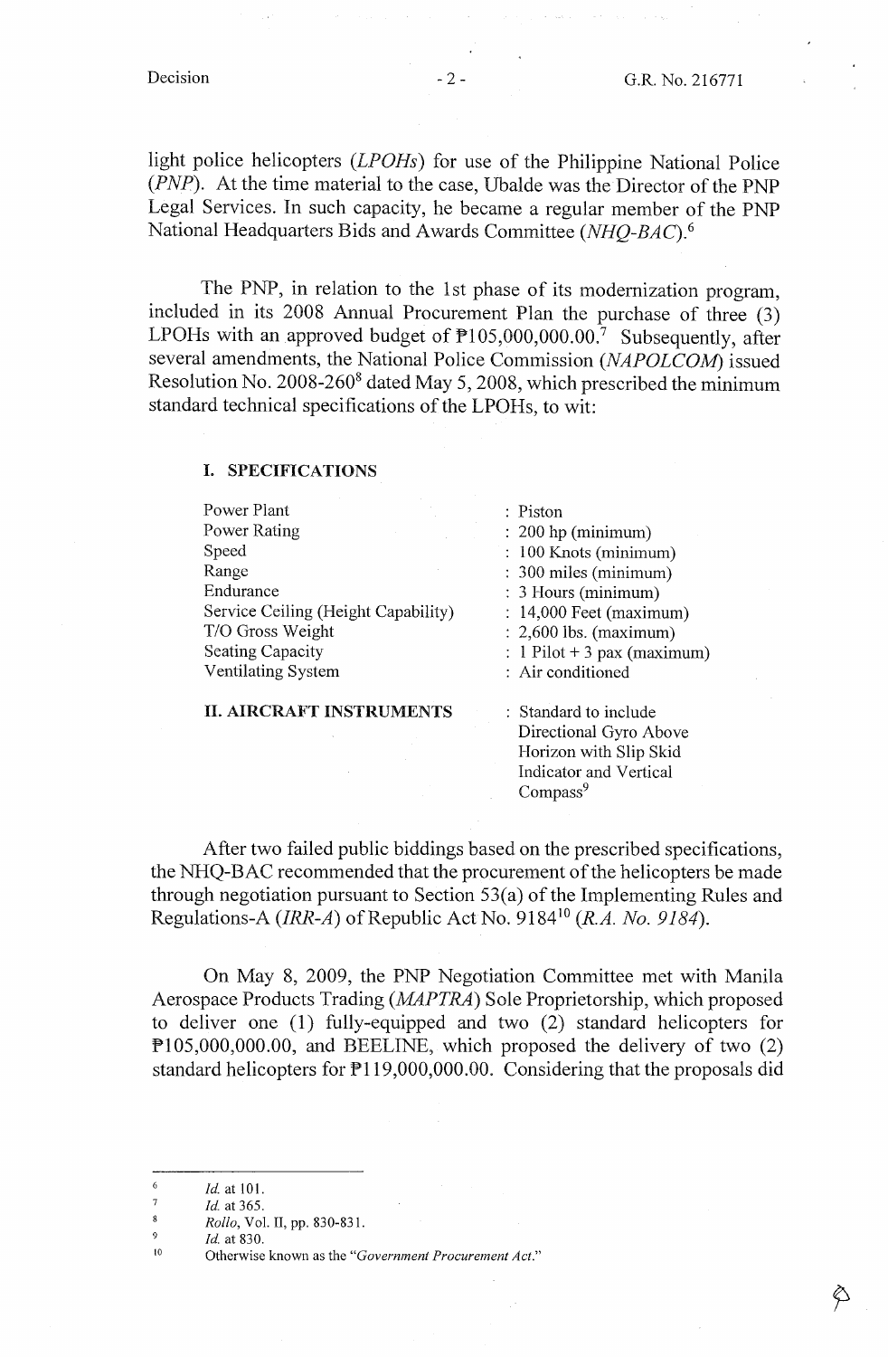light police helicopters (*LPOHs*) for use of the Philippine National Police (*PNP*). At the time material to the case, Ubalde was the Director of the PNP Legal Services. In such capacity, he became a regular member of the PNP National Headquarters Bids and Awards Committee (*NHQ-BAC*).[6]

The PNP, in relation to the 1st phase of its modernization program, included in its 2008 Annual Procurement Plan the purchase of three (3) LPOHs with an approved budget of ₱105,000,000.00.[7] Subsequently, after several amendments, the National Police Commission (*NAPOLCOM*) issued Resolution No. 2008-260[8] dated May 5, 2008, which prescribed the minimum standard technical specifications of the LPOHs, to wit:

**I. SPECIFICATIONS**

| | |
|---|---|
| Power Plant | : Piston |
| Power Rating | : 200 hp (minimum) |
| Speed | : 100 Knots (minimum) |
| Range | : 300 miles (minimum) |
| Endurance | : 3 Hours (minimum) |
| Service Ceiling (Height Capability) | : 14,000 Feet (maximum) |
| T/O Gross Weight | : 2,600 lbs. (maximum) |
| Seating Capacity | : 1 Pilot + 3 pax (maximum) |
| Ventilating System | : Air conditioned |
| **II. AIRCRAFT INSTRUMENTS** | : Standard to include Directional Gyro Above Horizon with Slip Skid Indicator and Vertical Compass[9] |

After two failed public biddings based on the prescribed specifications, the NHQ-BAC recommended that the procurement of the helicopters be made through negotiation pursuant to Section 53(a) of the Implementing Rules and Regulations-A (*IRR-A*) of Republic Act No. 9184[10] (*R.A. No. 9184*).

On May 8, 2009, the PNP Negotiation Committee met with Manila Aerospace Products Trading (*MAPTRA*) Sole Proprietorship, which proposed to deliver one (1) fully-equipped and two (2) standard helicopters for ₱105,000,000.00, and BEELINE, which proposed the delivery of two (2) standard helicopters for ₱119,000,000.00. Considering that the proposals did

---

[6] *Id.* at 101.

[7] *Id.* at 365.

[8] *Rollo*, Vol. II, pp. 830-831.

[9] *Id.* at 830.

[10] Otherwise known as the "*Government Procurement Act.*"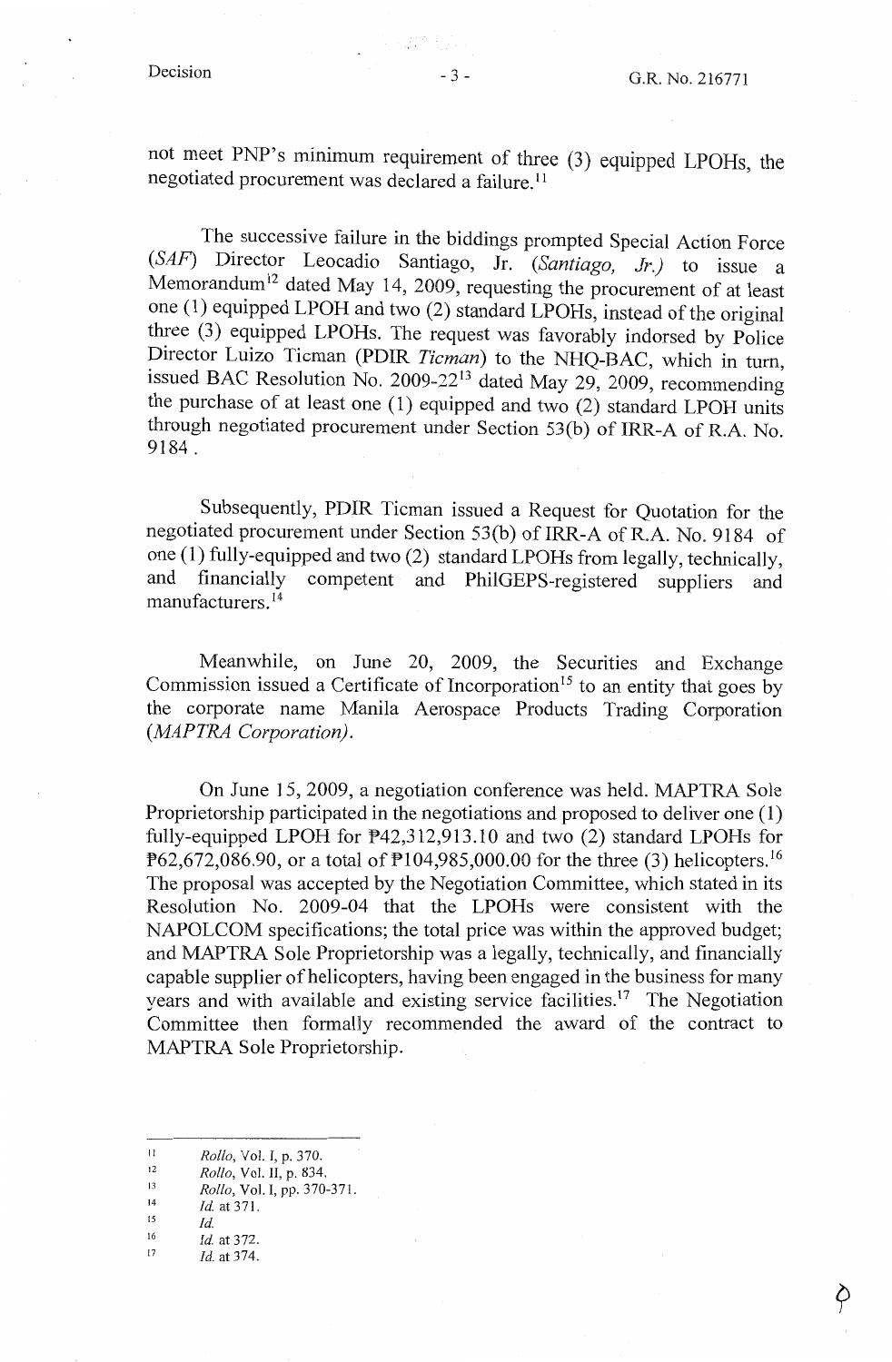not meet PNP's minimum requirement of three (3) equipped LPOHs, the negotiated procurement was declared a failure.[11]

The successive failure in the biddings prompted Special Action Force (*SAF*) Director Leocadio Santiago, Jr. (*Santiago, Jr.*) to issue a Memorandum[12] dated May 14, 2009, requesting the procurement of at least one (1) equipped LPOH and two (2) standard LPOHs, instead of the original three (3) equipped LPOHs. The request was favorably indorsed by Police Director Luizo Ticman (PDIR *Ticman*) to the NHQ-BAC, which in turn, issued BAC Resolution No. 2009-22[13] dated May 29, 2009, recommending the purchase of at least one (1) equipped and two (2) standard LPOH units through negotiated procurement under Section 53(b) of IRR-A of R.A. No. 9184.

Subsequently, PDIR Ticman issued a Request for Quotation for the negotiated procurement under Section 53(b) of IRR-A of R.A. No. 9184 of one (1) fully-equipped and two (2) standard LPOHs from legally, technically, and financially competent and PhilGEPS-registered suppliers and manufacturers.[14]

Meanwhile, on June 20, 2009, the Securities and Exchange Commission issued a Certificate of Incorporation[15] to an entity that goes by the corporate name Manila Aerospace Products Trading Corporation (*MAPTRA Corporation*).

On June 15, 2009, a negotiation conference was held. MAPTRA Sole Proprietorship participated in the negotiations and proposed to deliver one (1) fully-equipped LPOH for ₱42,312,913.10 and two (2) standard LPOHs for ₱62,672,086.90, or a total of ₱104,985,000.00 for the three (3) helicopters.[16] The proposal was accepted by the Negotiation Committee, which stated in its Resolution No. 2009-04 that the LPOHs were consistent with the NAPOLCOM specifications; the total price was within the approved budget; and MAPTRA Sole Proprietorship was a legally, technically, and financially capable supplier of helicopters, having been engaged in the business for many years and with available and existing service facilities.[17] The Negotiation Committee then formally recommended the award of the contract to MAPTRA Sole Proprietorship.

---

[11] *Rollo*, Vol. I, p. 370.
[12] *Rollo*, Vol. II, p. 834.
[13] *Rollo*, Vol. I, pp. 370-371.
[14] *Id.* at 371.
[15] *Id.*
[16] *Id.* at 372.
[17] *Id.* at 374.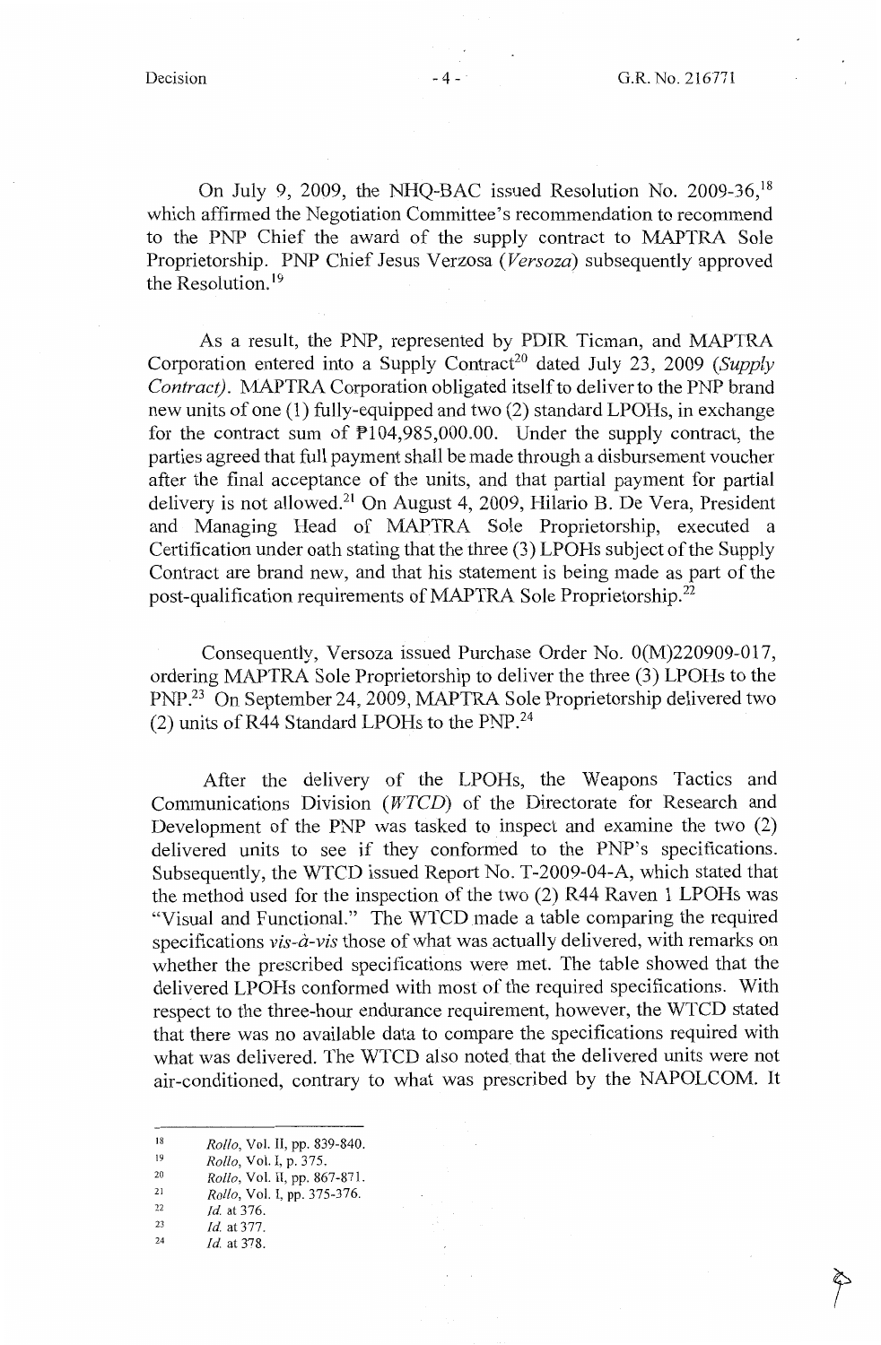On July 9, 2009, the NHQ-BAC issued Resolution No. 2009-36,[18] which affirmed the Negotiation Committee's recommendation to recommend to the PNP Chief the award of the supply contract to MAPTRA Sole Proprietorship. PNP Chief Jesus Verzosa (*Versoza*) subsequently approved the Resolution.[19]

As a result, the PNP, represented by PDIR Ticman, and MAPTRA Corporation entered into a Supply Contract[20] dated July 23, 2009 (*Supply Contract*). MAPTRA Corporation obligated itself to deliver to the PNP brand new units of one (1) fully-equipped and two (2) standard LPOHs, in exchange for the contract sum of ₱104,985,000.00. Under the supply contract, the parties agreed that full payment shall be made through a disbursement voucher after the final acceptance of the units, and that partial payment for partial delivery is not allowed.[21] On August 4, 2009, Hilario B. De Vera, President and Managing Head of MAPTRA Sole Proprietorship, executed a Certification under oath stating that the three (3) LPOHs subject of the Supply Contract are brand new, and that his statement is being made as part of the post-qualification requirements of MAPTRA Sole Proprietorship.[22]

Consequently, Versoza issued Purchase Order No. 0(M)220909-017, ordering MAPTRA Sole Proprietorship to deliver the three (3) LPOHs to the PNP.[23] On September 24, 2009, MAPTRA Sole Proprietorship delivered two (2) units of R44 Standard LPOHs to the PNP.[24]

After the delivery of the LPOHs, the Weapons Tactics and Communications Division (*WTCD*) of the Directorate for Research and Development of the PNP was tasked to inspect and examine the two (2) delivered units to see if they conformed to the PNP's specifications. Subsequently, the WTCD issued Report No. T-2009-04-A, which stated that the method used for the inspection of the two (2) R44 Raven 1 LPOHs was "Visual and Functional." The WTCD made a table comparing the required specifications *vis-à-vis* those of what was actually delivered, with remarks on whether the prescribed specifications were met. The table showed that the delivered LPOHs conformed with most of the required specifications. With respect to the three-hour endurance requirement, however, the WTCD stated that there was no available data to compare the specifications required with what was delivered. The WTCD also noted that the delivered units were not air-conditioned, contrary to what was prescribed by the NAPOLCOM. It

---

[18] *Rollo*, Vol. II, pp. 839-840.
[19] *Rollo*, Vol. I, p. 375.
[20] *Rollo*, Vol. II, pp. 867-871.
[21] *Rollo*, Vol. I, pp. 375-376.
[22] *Id.* at 376.
[23] *Id.* at 377.
[24] *Id.* at 378.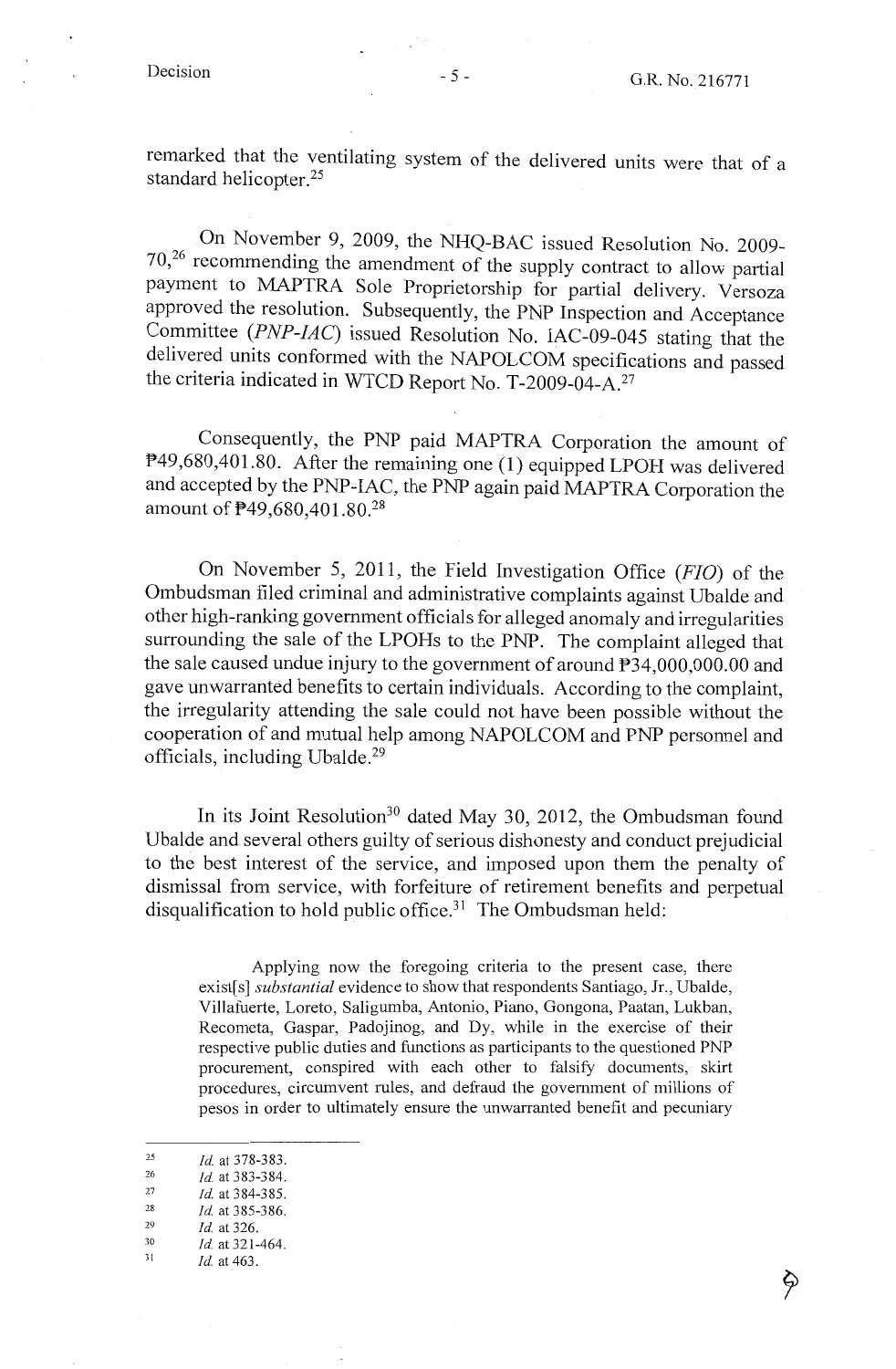remarked that the ventilating system of the delivered units were that of a standard helicopter.[25]

On November 9, 2009, the NHQ-BAC issued Resolution No. 2009-70,[26] recommending the amendment of the supply contract to allow partial payment to MAPTRA Sole Proprietorship for partial delivery. Versoza approved the resolution. Subsequently, the PNP Inspection and Acceptance Committee (*PNP-IAC*) issued Resolution No. IAC-09-045 stating that the delivered units conformed with the NAPOLCOM specifications and passed the criteria indicated in WTCD Report No. T-2009-04-A.[27]

Consequently, the PNP paid MAPTRA Corporation the amount of ₱49,680,401.80. After the remaining one (1) equipped LPOH was delivered and accepted by the PNP-IAC, the PNP again paid MAPTRA Corporation the amount of ₱49,680,401.80.[28]

On November 5, 2011, the Field Investigation Office (*FIO*) of the Ombudsman filed criminal and administrative complaints against Ubalde and other high-ranking government officials for alleged anomaly and irregularities surrounding the sale of the LPOHs to the PNP. The complaint alleged that the sale caused undue injury to the government of around ₱34,000,000.00 and gave unwarranted benefits to certain individuals. According to the complaint, the irregularity attending the sale could not have been possible without the cooperation of and mutual help among NAPOLCOM and PNP personnel and officials, including Ubalde.[29]

In its Joint Resolution[30] dated May 30, 2012, the Ombudsman found Ubalde and several others guilty of serious dishonesty and conduct prejudicial to the best interest of the service, and imposed upon them the penalty of dismissal from service, with forfeiture of retirement benefits and perpetual disqualification to hold public office.[31] The Ombudsman held:

> Applying now the foregoing criteria to the present case, there exist[s] *substantial* evidence to show that respondents Santiago, Jr., Ubalde, Villafuerte, Loreto, Saligumba, Antonio, Piano, Gongona, Paatan, Lukban, Recometa, Gaspar, Padojinog, and Dy, while in the exercise of their respective public duties and functions as participants to the questioned PNP procurement, conspired with each other to falsify documents, skirt procedures, circumvent rules, and defraud the government of millions of pesos in order to ultimately ensure the unwarranted benefit and pecuniary

---

[25] *Id.* at 378-383.
[26] *Id.* at 383-384.
[27] *Id.* at 384-385.
[28] *Id.* at 385-386.
[29] *Id.* at 326.
[30] *Id.* at 321-464.
[31] *Id.* at 463.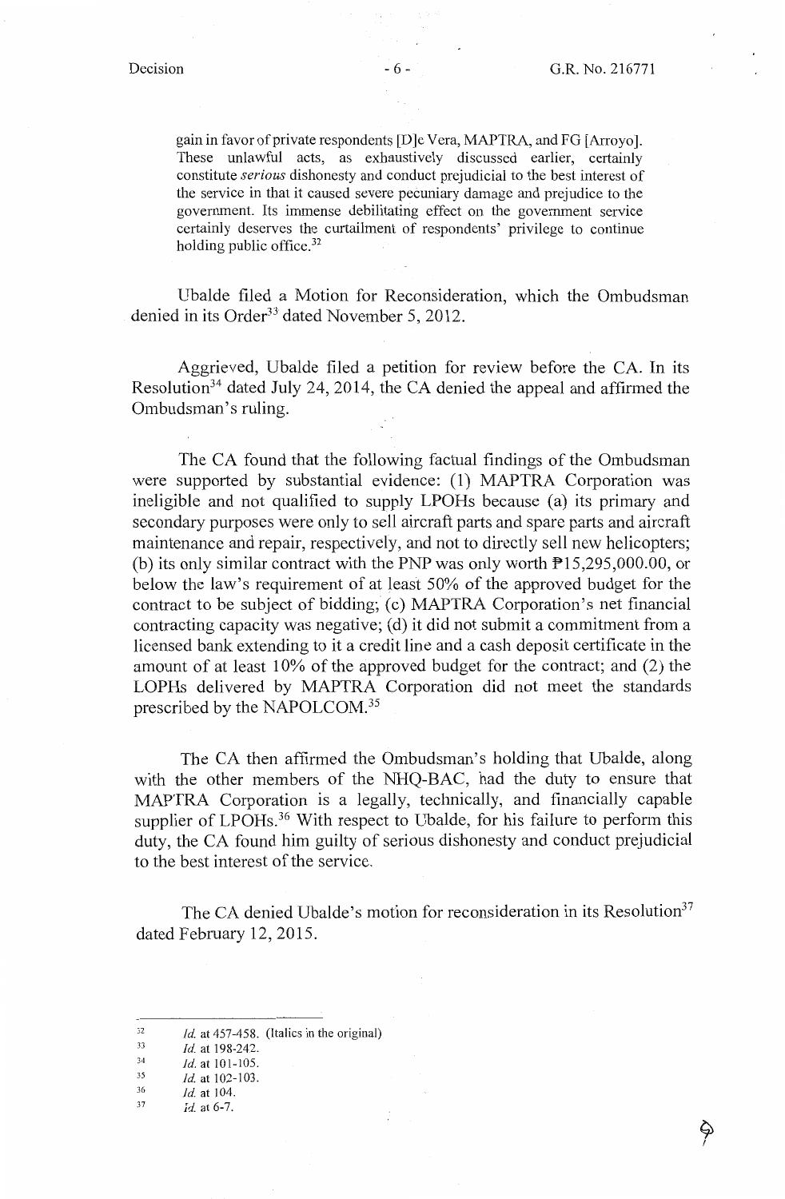> gain in favor of private respondents [D]e Vera, MAPTRA, and FG [Arroyo]. These unlawful acts, as exhaustively discussed earlier, certainly constitute *serious* dishonesty and conduct prejudicial to the best interest of the service in that it caused severe pecuniary damage and prejudice to the government. Its immense debilitating effect on the government service certainly deserves the curtailment of respondents' privilege to continue holding public office.[32]

Ubalde filed a Motion for Reconsideration, which the Ombudsman denied in its Order[33] dated November 5, 2012.

Aggrieved, Ubalde filed a petition for review before the CA. In its Resolution[34] dated July 24, 2014, the CA denied the appeal and affirmed the Ombudsman's ruling.

The CA found that the following factual findings of the Ombudsman were supported by substantial evidence: (1) MAPTRA Corporation was ineligible and not qualified to supply LPOHs because (a) its primary and secondary purposes were only to sell aircraft parts and spare parts and aircraft maintenance and repair, respectively, and not to directly sell new helicopters; (b) its only similar contract with the PNP was only worth ₱15,295,000.00, or below the law's requirement of at least 50% of the approved budget for the contract to be subject of bidding; (c) MAPTRA Corporation's net financial contracting capacity was negative; (d) it did not submit a commitment from a licensed bank extending to it a credit line and a cash deposit certificate in the amount of at least 10% of the approved budget for the contract; and (2) the LOPHs delivered by MAPTRA Corporation did not meet the standards prescribed by the NAPOLCOM.[35]

The CA then affirmed the Ombudsman's holding that Ubalde, along with the other members of the NHQ-BAC, had the duty to ensure that MAPTRA Corporation is a legally, technically, and financially capable supplier of LPOHs.[36] With respect to Ubalde, for his failure to perform this duty, the CA found him guilty of serious dishonesty and conduct prejudicial to the best interest of the service.

The CA denied Ubalde's motion for reconsideration in its Resolution[37] dated February 12, 2015.

---

[32] *Id.* at 457-458. (Italics in the original)
[33] *Id.* at 198-242.
[34] *Id.* at 101-105.
[35] *Id.* at 102-103.
[36] *Id.* at 104.
[37] *Id.* at 6-7.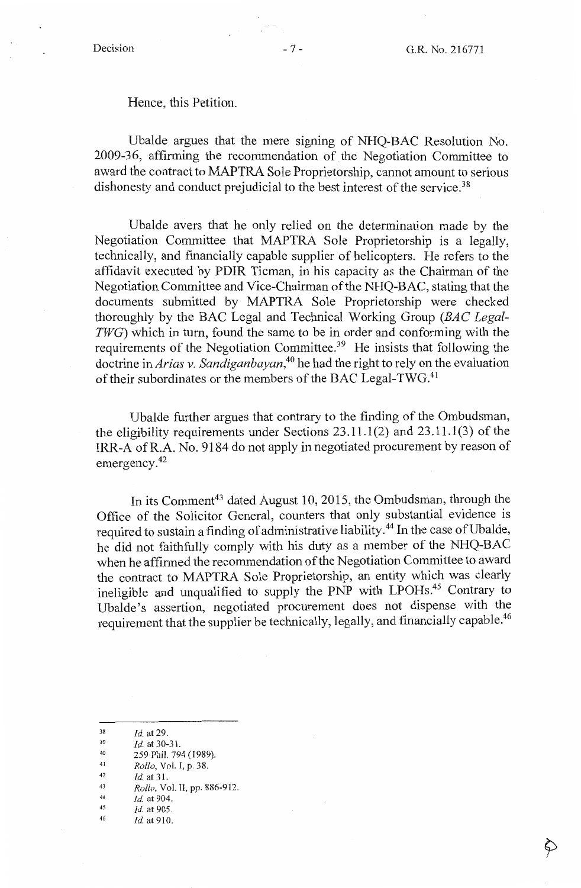Hence, this Petition.

Ubalde argues that the mere signing of NHQ-BAC Resolution No. 2009-36, affirming the recommendation of the Negotiation Committee to award the contract to MAPTRA Sole Proprietorship, cannot amount to serious dishonesty and conduct prejudicial to the best interest of the service.[38]

Ubalde avers that he only relied on the determination made by the Negotiation Committee that MAPTRA Sole Proprietorship is a legally, technically, and financially capable supplier of helicopters. He refers to the affidavit executed by PDIR Ticman, in his capacity as the Chairman of the Negotiation Committee and Vice-Chairman of the NHQ-BAC, stating that the documents submitted by MAPTRA Sole Proprietorship were checked thoroughly by the BAC Legal and Technical Working Group (*BAC Legal-TWG*) which in turn, found the same to be in order and conforming with the requirements of the Negotiation Committee.[39] He insists that following the doctrine in *Arias v. Sandiganbayan*,[40] he had the right to rely on the evaluation of their subordinates or the members of the BAC Legal-TWG.[41]

Ubalde further argues that contrary to the finding of the Ombudsman, the eligibility requirements under Sections 23.11.1(2) and 23.11.1(3) of the IRR-A of R.A. No. 9184 do not apply in negotiated procurement by reason of emergency.[42]

In its Comment[43] dated August 10, 2015, the Ombudsman, through the Office of the Solicitor General, counters that only substantial evidence is required to sustain a finding of administrative liability.[44] In the case of Ubalde, he did not faithfully comply with his duty as a member of the NHQ-BAC when he affirmed the recommendation of the Negotiation Committee to award the contract to MAPTRA Sole Proprietorship, an entity which was clearly ineligible and unqualified to supply the PNP with LPOHs.[45] Contrary to Ubalde's assertion, negotiated procurement does not dispense with the requirement that the supplier be technically, legally, and financially capable.[46]

---

[38] *Id.* at 29.

[39] *Id.* at 30-31.

[40] 259 Phil. 794 (1989).

[41] *Rollo*, Vol. I, p. 38.

[42] *Id.* at 31.

[43] *Rollo*, Vol. II, pp. 886-912.

[44] *Id.* at 904.

[45] *Id.* at 905.

[46] *Id.* at 910.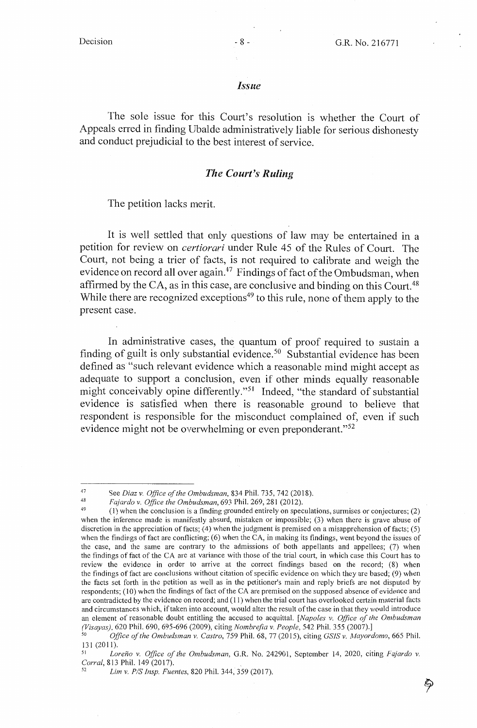## *Issue*

The sole issue for this Court's resolution is whether the Court of Appeals erred in finding Ubalde administratively liable for serious dishonesty and conduct prejudicial to the best interest of service.

## *The Court's Ruling*

The petition lacks merit.

It is well settled that only questions of law may be entertained in a petition for review on *certiorari* under Rule 45 of the Rules of Court. The Court, not being a trier of facts, is not required to calibrate and weigh the evidence on record all over again.[47] Findings of fact of the Ombudsman, when affirmed by the CA, as in this case, are conclusive and binding on this Court.[48] While there are recognized exceptions[49] to this rule, none of them apply to the present case.

In administrative cases, the quantum of proof required to sustain a finding of guilt is only substantial evidence.[50] Substantial evidence has been defined as "such relevant evidence which a reasonable mind might accept as adequate to support a conclusion, even if other minds equally reasonable might conceivably opine differently."[51] Indeed, "the standard of substantial evidence is satisfied when there is reasonable ground to believe that respondent is responsible for the misconduct complained of, even if such evidence might not be overwhelming or even preponderant."[52]

---

[47] See *Diaz v. Office of the Ombudsman*, 834 Phil. 735, 742 (2018).

[48] *Fajardo v. Office the Ombudsman*, 693 Phil. 269, 281 (2012).

[49] (1) when the conclusion is a finding grounded entirely on speculations, surmises or conjectures; (2) when the inference made is manifestly absurd, mistaken or impossible; (3) when there is grave abuse of discretion in the appreciation of facts; (4) when the judgment is premised on a misapprehension of facts; (5) when the findings of fact are conflicting; (6) when the CA, in making its findings, went beyond the issues of the case, and the same are contrary to the admissions of both appellants and appellees; (7) when the findings of fact of the CA are at variance with those of the trial court, in which case this Court has to review the evidence in order to arrive at the correct findings based on the record; (8) when the findings of fact are conclusions without citation of specific evidence on which they are based; (9) when the facts set forth in the petition as well as in the petitioner's main and reply briefs are not disputed by respondents; (10) when the findings of fact of the CA are premised on the supposed absence of evidence and are contradicted by the evidence on record; and (11) when the trial court has overlooked certain material facts and circumstances which, if taken into account, would alter the result of the case in that they would introduce an element of reasonable doubt entitling the accused to acquittal. [*Napoles v. Office of the Ombudsman (Visayas)*, 620 Phil. 690, 695-696 (2009), citing *Nombrefia v. People*, 542 Phil. 355 (2007).]

[50] *Office of the Ombudsman v. Castro*, 759 Phil. 68, 77 (2015), citing *GSIS v. Mayordomo*, 665 Phil. 131 (2011).

[51] *Loreño v. Office of the Ombudsman*, G.R. No. 242901, September 14, 2020, citing *Fajardo v. Corral*, 813 Phil. 149 (2017).

[52] *Lim v. P/S Insp. Fuentes*, 820 Phil. 344, 359 (2017).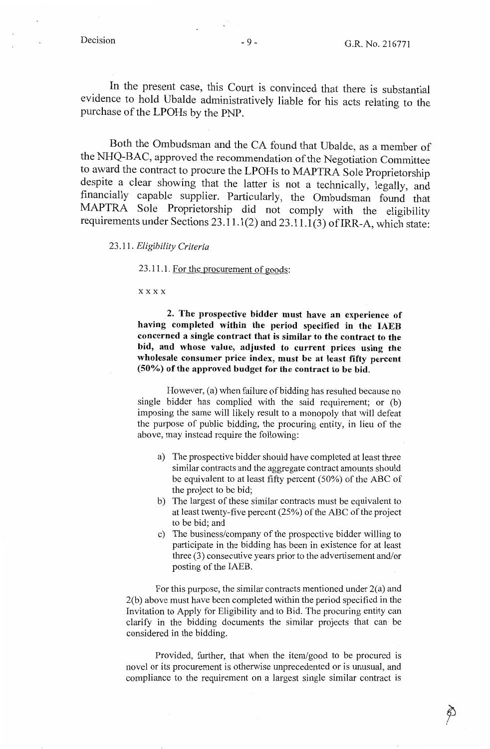In the present case, this Court is convinced that there is substantial evidence to hold Ubalde administratively liable for his acts relating to the purchase of the LPOHs by the PNP.

Both the Ombudsman and the CA found that Ubalde, as a member of the NHQ-BAC, approved the recommendation of the Negotiation Committee to award the contract to procure the LPOHs to MAPTRA Sole Proprietorship despite a clear showing that the latter is not a technically, legally, and financially capable supplier. Particularly, the Ombudsman found that MAPTRA Sole Proprietorship did not comply with the eligibility requirements under Sections 23.11.1(2) and 23.11.1(3) of IRR-A, which state:

> 23.11. *Eligibility Criteria*
>
> 23.11.1. For the procurement of goods:
>
> x x x x
>
> **2. The prospective bidder must have an experience of having completed within the period specified in the IAEB concerned a single contract that is similar to the contract to the bid, and whose value, adjusted to current prices using the wholesale consumer price index, must be at least fifty percent (50%) of the approved budget for the contract to be bid.**
>
> However, (a) when failure of bidding has resulted because no single bidder has complied with the said requirement; or (b) imposing the same will likely result to a monopoly that will defeat the purpose of public bidding, the procuring entity, in lieu of the above, may instead require the following:
>
> a) The prospective bidder should have completed at least three similar contracts and the aggregate contract amounts should be equivalent to at least fifty percent (50%) of the ABC of the project to be bid;
> b) The largest of these similar contracts must be equivalent to at least twenty-five percent (25%) of the ABC of the project to be bid; and
> c) The business/company of the prospective bidder willing to participate in the bidding has been in existence for at least three (3) consecutive years prior to the advertisement and/or posting of the IAEB.
>
> For this purpose, the similar contracts mentioned under 2(a) and 2(b) above must have been completed within the period specified in the Invitation to Apply for Eligibility and to Bid. The procuring entity can clarify in the bidding documents the similar projects that can be considered in the bidding.
>
> Provided, further, that when the item/good to be procured is novel or its procurement is otherwise unprecedented or is unusual, and compliance to the requirement on a largest single similar contract is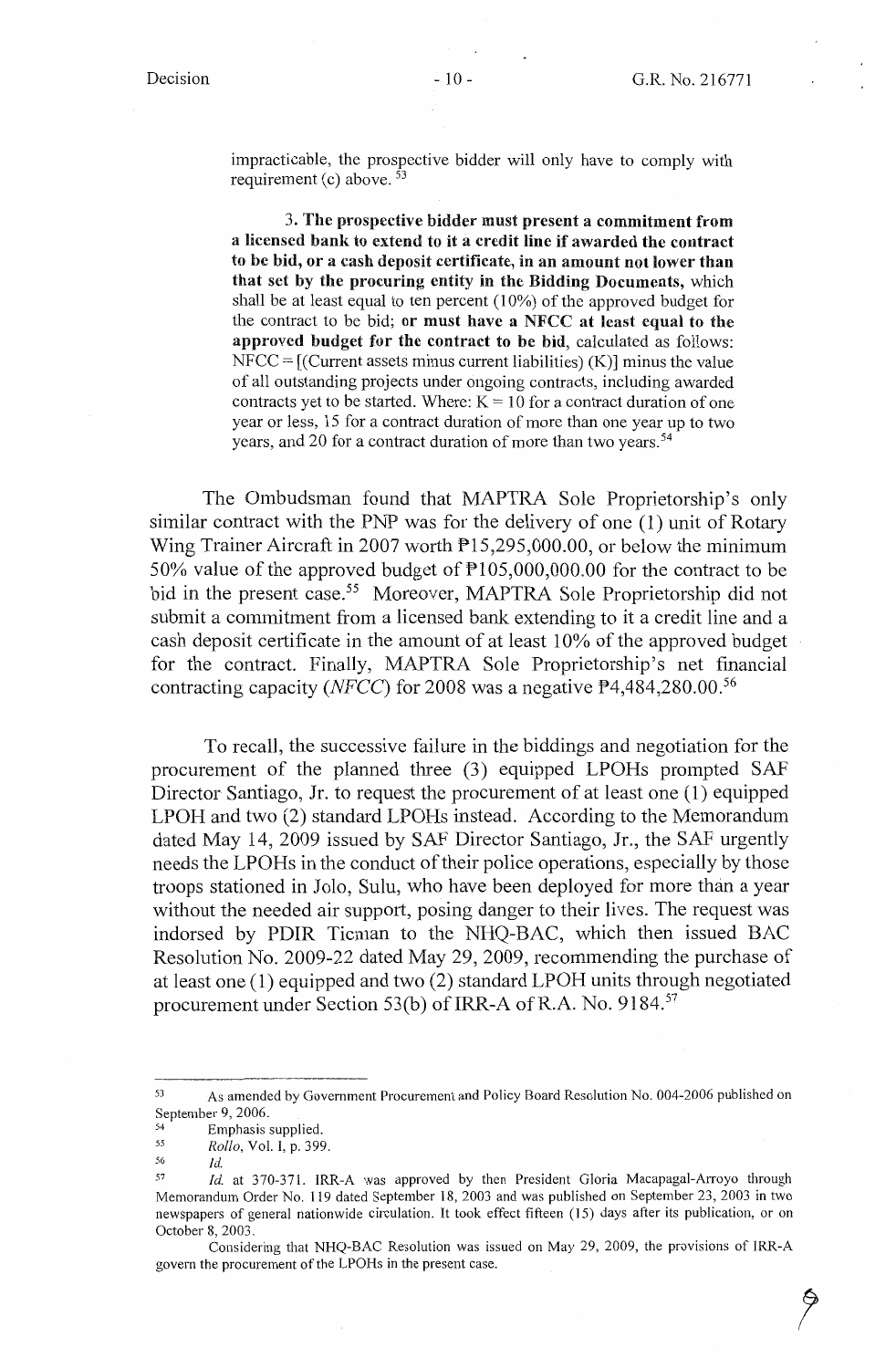impracticable, the prospective bidder will only have to comply with requirement (c) above. [53]

> 3. **The prospective bidder must present a commitment from a licensed bank to extend to it a credit line if awarded the contract to be bid, or a cash deposit certificate, in an amount not lower than that set by the procuring entity in the Bidding Documents,** which shall be at least equal to ten percent (10%) of the approved budget for the contract to be bid; **or must have a NFCC at least equal to the approved budget for the contract to be bid,** calculated as follows: NFCC = [(Current assets minus current liabilities) (K)] minus the value of all outstanding projects under ongoing contracts, including awarded contracts yet to be started. Where: K = 10 for a contract duration of one year or less, 15 for a contract duration of more than one year up to two years, and 20 for a contract duration of more than two years.[54]

The Ombudsman found that MAPTRA Sole Proprietorship's only similar contract with the PNP was for the delivery of one (1) unit of Rotary Wing Trainer Aircraft in 2007 worth ₱15,295,000.00, or below the minimum 50% value of the approved budget of ₱105,000,000.00 for the contract to be bid in the present case.[55] Moreover, MAPTRA Sole Proprietorship did not submit a commitment from a licensed bank extending to it a credit line and a cash deposit certificate in the amount of at least 10% of the approved budget for the contract. Finally, MAPTRA Sole Proprietorship's net financial contracting capacity (*NFCC*) for 2008 was a negative ₱4,484,280.00.[56]

To recall, the successive failure in the biddings and negotiation for the procurement of the planned three (3) equipped LPOHs prompted SAF Director Santiago, Jr. to request the procurement of at least one (1) equipped LPOH and two (2) standard LPOHs instead. According to the Memorandum dated May 14, 2009 issued by SAF Director Santiago, Jr., the SAF urgently needs the LPOHs in the conduct of their police operations, especially by those troops stationed in Jolo, Sulu, who have been deployed for more than a year without the needed air support, posing danger to their lives. The request was indorsed by PDIR Ticman to the NHQ-BAC, which then issued BAC Resolution No. 2009-22 dated May 29, 2009, recommending the purchase of at least one (1) equipped and two (2) standard LPOH units through negotiated procurement under Section 53(b) of IRR-A of R.A. No. 9184.[57]

---

[53] As amended by Government Procurement and Policy Board Resolution No. 004-2006 published on September 9, 2006.

[54] Emphasis supplied.

[55] *Rollo*, Vol. I, p. 399.

[56] *Id.*

[57] *Id.* at 370-371. IRR-A was approved by then President Gloria Macapagal-Arroyo through Memorandum Order No. 119 dated September 18, 2003 and was published on September 23, 2003 in two newspapers of general nationwide circulation. It took effect fifteen (15) days after its publication, or on October 8, 2003.

Considering that NHQ-BAC Resolution was issued on May 29, 2009, the provisions of IRR-A govern the procurement of the LPOHs in the present case.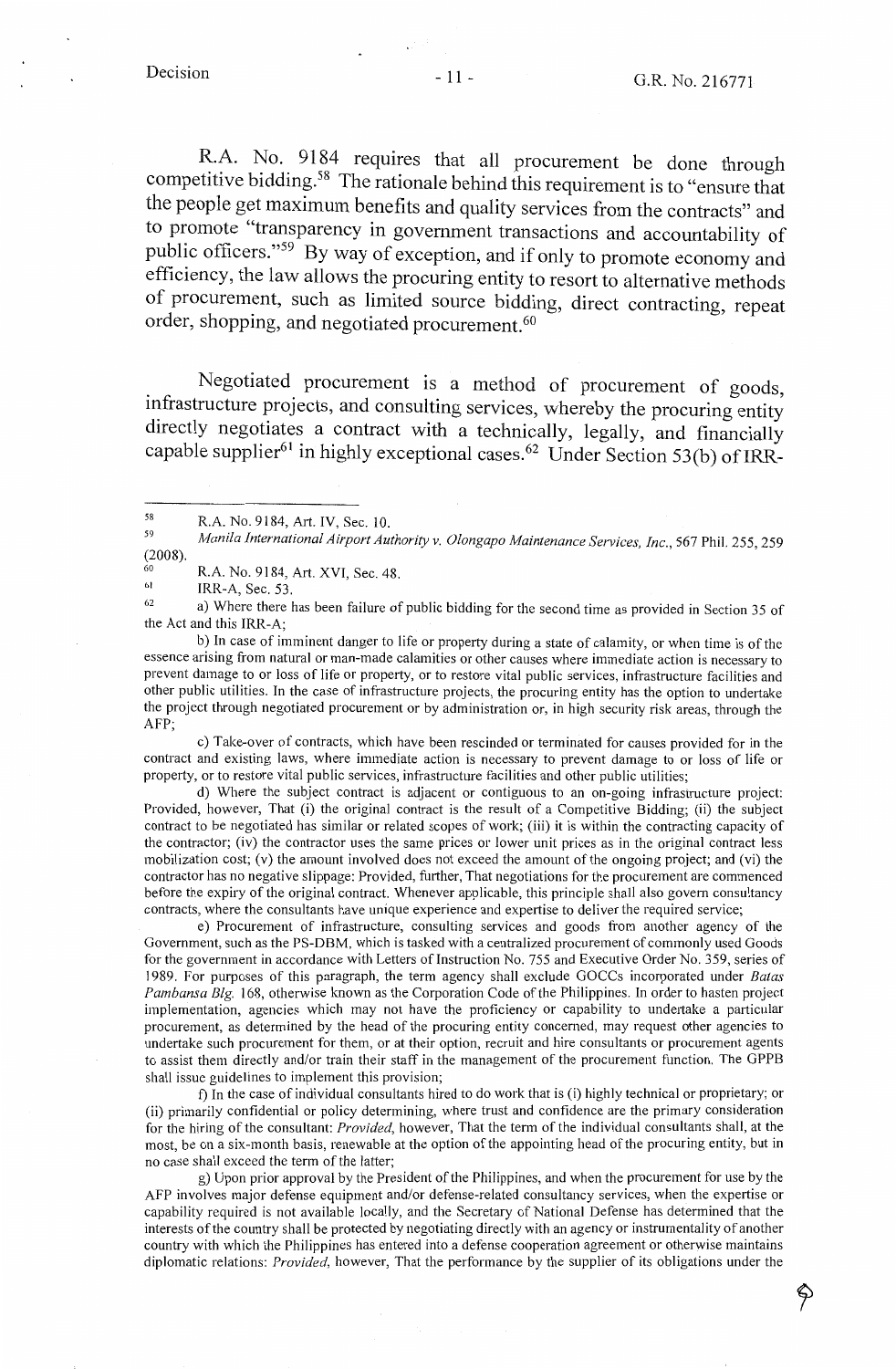R.A. No. 9184 requires that all procurement be done through competitive bidding.[58] The rationale behind this requirement is to "ensure that the people get maximum benefits and quality services from the contracts" and to promote "transparency in government transactions and accountability of public officers."[59] By way of exception, and if only to promote economy and efficiency, the law allows the procuring entity to resort to alternative methods of procurement, such as limited source bidding, direct contracting, repeat order, shopping, and negotiated procurement.[60]

Negotiated procurement is a method of procurement of goods, infrastructure projects, and consulting services, whereby the procuring entity directly negotiates a contract with a technically, legally, and financially capable supplier[61] in highly exceptional cases.[62] Under Section 53(b) of IRR-

---

[58] R.A. No. 9184, Art. IV, Sec. 10.

[59] *Manila International Airport Authority v. Olongapo Maintenance Services, Inc.*, 567 Phil. 255, 259 (2008).

[60] R.A. No. 9184, Art. XVI, Sec. 48.

[61] IRR-A, Sec. 53.

[62] a) Where there has been failure of public bidding for the second time as provided in Section 35 of the Act and this IRR-A;

b) In case of imminent danger to life or property during a state of calamity, or when time is of the essence arising from natural or man-made calamities or other causes where immediate action is necessary to prevent damage to or loss of life or property, or to restore vital public services, infrastructure facilities and other public utilities. In the case of infrastructure projects, the procuring entity has the option to undertake the project through negotiated procurement or by administration or, in high security risk areas, through the AFP;

c) Take-over of contracts, which have been rescinded or terminated for causes provided for in the contract and existing laws, where immediate action is necessary to prevent damage to or loss of life or property, or to restore vital public services, infrastructure facilities and other public utilities;

d) Where the subject contract is adjacent or contiguous to an on-going infrastructure project: Provided, however, That (i) the original contract is the result of a Competitive Bidding; (ii) the subject contract to be negotiated has similar or related scopes of work; (iii) it is within the contracting capacity of the contractor; (iv) the contractor uses the same prices or lower unit prices as in the original contract less mobilization cost; (v) the amount involved does not exceed the amount of the ongoing project; and (vi) the contractor has no negative slippage: Provided, further, That negotiations for the procurement are commenced before the expiry of the original contract. Whenever applicable, this principle shall also govern consultancy contracts, where the consultants have unique experience and expertise to deliver the required service;

e) Procurement of infrastructure, consulting services and goods from another agency of the Government, such as the PS-DBM, which is tasked with a centralized procurement of commonly used Goods for the government in accordance with Letters of Instruction No. 755 and Executive Order No. 359, series of 1989. For purposes of this paragraph, the term agency shall exclude GOCCs incorporated under *Batas Pambansa Blg.* 168, otherwise known as the Corporation Code of the Philippines. In order to hasten project implementation, agencies which may not have the proficiency or capability to undertake a particular procurement, as determined by the head of the procuring entity concerned, may request other agencies to undertake such procurement for them, or at their option, recruit and hire consultants or procurement agents to assist them directly and/or train their staff in the management of the procurement function. The GPPB shall issue guidelines to implement this provision;

f) In the case of individual consultants hired to do work that is (i) highly technical or proprietary; or (ii) primarily confidential or policy determining, where trust and confidence are the primary consideration for the hiring of the consultant: *Provided*, however, That the term of the individual consultants shall, at the most, be on a six-month basis, renewable at the option of the appointing head of the procuring entity, but in no case shall exceed the term of the latter;

g) Upon prior approval by the President of the Philippines, and when the procurement for use by the AFP involves major defense equipment and/or defense-related consultancy services, when the expertise or capability required is not available locally, and the Secretary of National Defense has determined that the interests of the country shall be protected by negotiating directly with an agency or instrumentality of another country with which the Philippines has entered into a defense cooperation agreement or otherwise maintains diplomatic relations: *Provided*, however, That the performance by the supplier of its obligations under the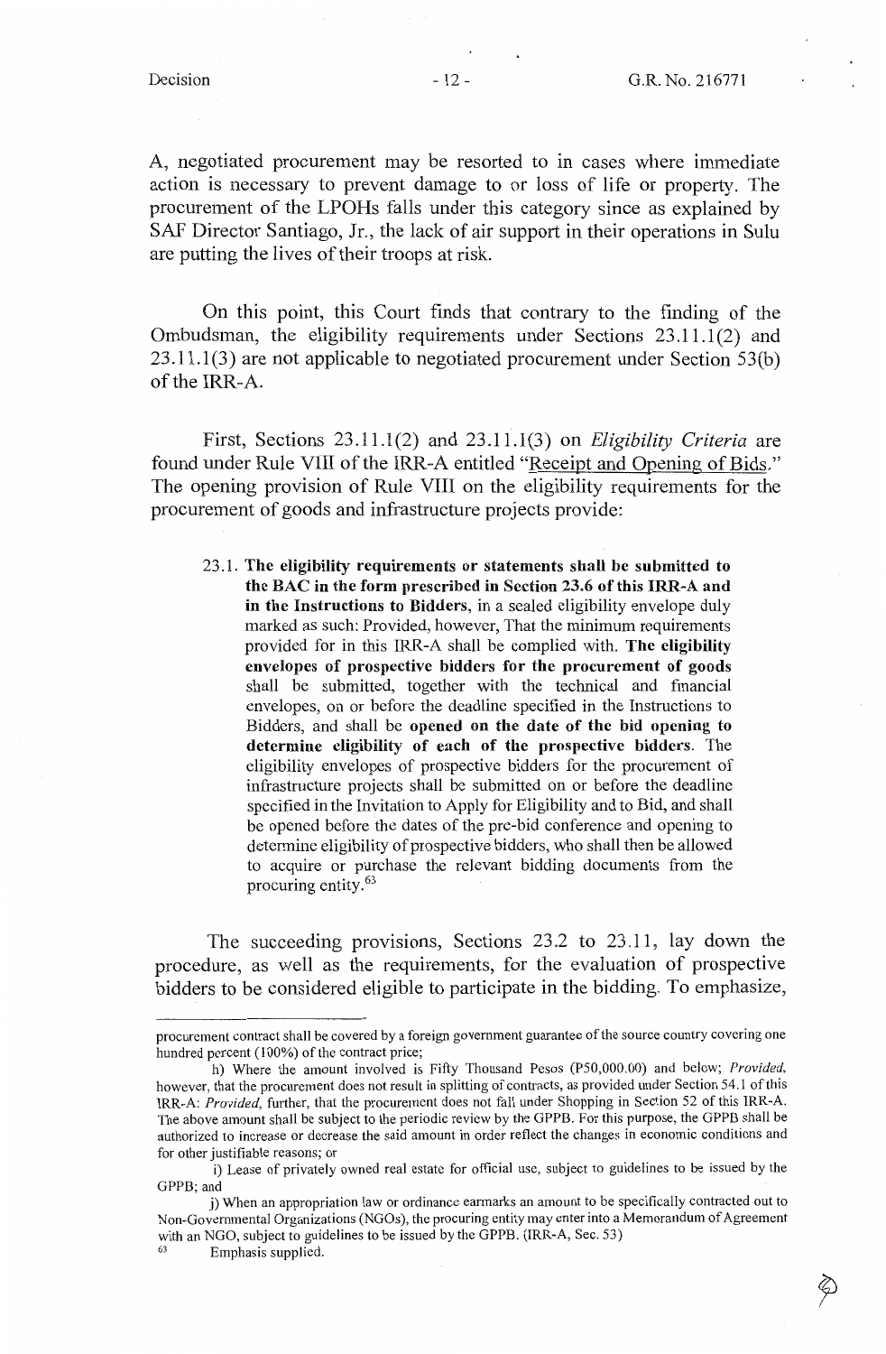A, negotiated procurement may be resorted to in cases where immediate action is necessary to prevent damage to or loss of life or property. The procurement of the LPOHs falls under this category since as explained by SAF Director Santiago, Jr., the lack of air support in their operations in Sulu are putting the lives of their troops at risk.

On this point, this Court finds that contrary to the finding of the Ombudsman, the eligibility requirements under Sections 23.11.1(2) and 23.11.1(3) are not applicable to negotiated procurement under Section 53(b) of the IRR-A.

First, Sections 23.11.1(2) and 23.11.1(3) on *Eligibility Criteria* are found under Rule VIII of the IRR-A entitled "Receipt and Opening of Bids." The opening provision of Rule VIII on the eligibility requirements for the procurement of goods and infrastructure projects provide:

> 23.1. **The eligibility requirements or statements shall be submitted to the BAC in the form prescribed in Section 23.6 of this IRR-A and in the Instructions to Bidders**, in a sealed eligibility envelope duly marked as such: Provided, however, That the minimum requirements provided for in this IRR-A shall be complied with. **The eligibility envelopes of prospective bidders for the procurement of goods** shall be submitted, together with the technical and financial envelopes, on or before the deadline specified in the Instructions to Bidders, and shall be **opened on the date of the bid opening to determine eligibility of each of the prospective bidders**. The eligibility envelopes of prospective bidders for the procurement of infrastructure projects shall be submitted on or before the deadline specified in the Invitation to Apply for Eligibility and to Bid, and shall be opened before the dates of the pre-bid conference and opening to determine eligibility of prospective bidders, who shall then be allowed to acquire or purchase the relevant bidding documents from the procuring entity.[63]

The succeeding provisions, Sections 23.2 to 23.11, lay down the procedure, as well as the requirements, for the evaluation of prospective bidders to be considered eligible to participate in the bidding. To emphasize,

---

procurement contract shall be covered by a foreign government guarantee of the source country covering one hundred percent (100%) of the contract price;

h) Where the amount involved is Fifty Thousand Pesos (P50,000.00) and below; *Provided*, however, that the procurement does not result in splitting of contracts, as provided under Section 54.1 of this IRR-A: *Provided*, further, that the procurement does not fall under Shopping in Section 52 of this IRR-A. The above amount shall be subject to the periodic review by the GPPB. For this purpose, the GPPB shall be authorized to increase or decrease the said amount in order reflect the changes in economic conditions and for other justifiable reasons; or

i) Lease of privately owned real estate for official use, subject to guidelines to be issued by the GPPB; and

j) When an appropriation law or ordinance earmarks an amount to be specifically contracted out to Non-Governmental Organizations (NGOs), the procuring entity may enter into a Memorandum of Agreement with an NGO, subject to guidelines to be issued by the GPPB. (IRR-A, Sec. 53)

[63] Emphasis supplied.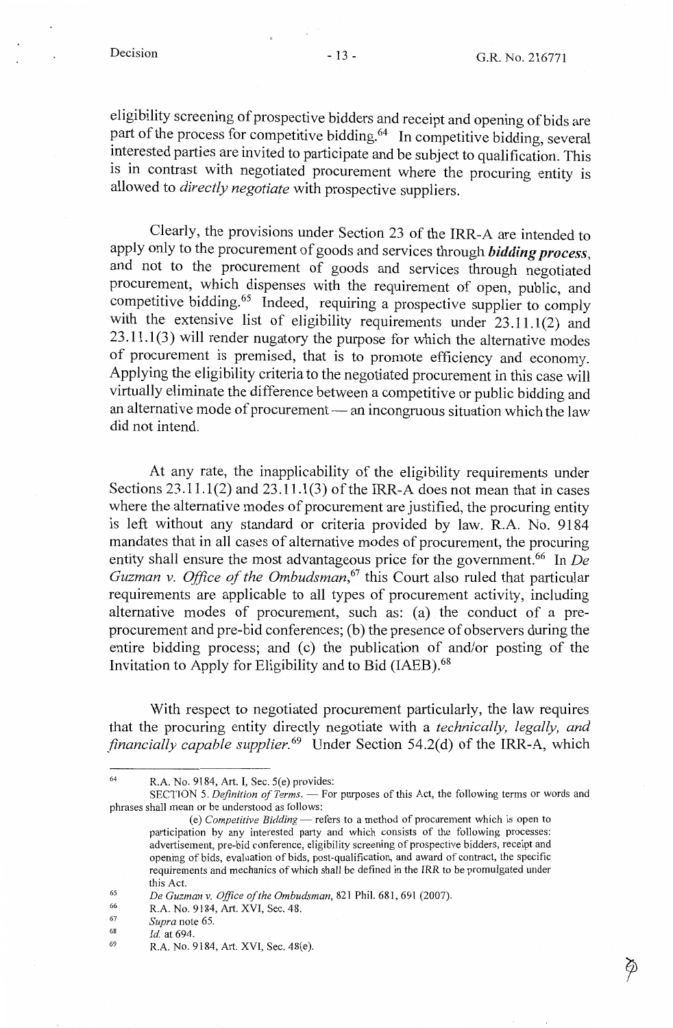eligibility screening of prospective bidders and receipt and opening of bids are part of the process for competitive bidding.[64] In competitive bidding, several interested parties are invited to participate and be subject to qualification. This is in contrast with negotiated procurement where the procuring entity is allowed to *directly negotiate* with prospective suppliers.

Clearly, the provisions under Section 23 of the IRR-A are intended to apply only to the procurement of goods and services through ***bidding process***, and not to the procurement of goods and services through negotiated procurement, which dispenses with the requirement of open, public, and competitive bidding.[65] Indeed, requiring a prospective supplier to comply with the extensive list of eligibility requirements under 23.11.1(2) and 23.11.1(3) will render nugatory the purpose for which the alternative modes of procurement is premised, that is to promote efficiency and economy. Applying the eligibility criteria to the negotiated procurement in this case will virtually eliminate the difference between a competitive or public bidding and an alternative mode of procurement — an incongruous situation which the law did not intend.

At any rate, the inapplicability of the eligibility requirements under Sections 23.11.1(2) and 23.11.1(3) of the IRR-A does not mean that in cases where the alternative modes of procurement are justified, the procuring entity is left without any standard or criteria provided by law. R.A. No. 9184 mandates that in all cases of alternative modes of procurement, the procuring entity shall ensure the most advantageous price for the government.[66] In *De Guzman v. Office of the Ombudsman*,[67] this Court also ruled that particular requirements are applicable to all types of procurement activity, including alternative modes of procurement, such as: (a) the conduct of a pre-procurement and pre-bid conferences; (b) the presence of observers during the entire bidding process; and (c) the publication of and/or posting of the Invitation to Apply for Eligibility and to Bid (IAEB).[68]

With respect to negotiated procurement particularly, the law requires that the procuring entity directly negotiate with a *technically, legally, and financially capable supplier.*[69] Under Section 54.2(d) of the IRR-A, which

---

[64] R.A. No. 9184, Art. I, Sec. 5(e) provides:

SECTION 5. *Definition of Terms.* — For purposes of this Act, the following terms or words and phrases shall mean or be understood as follows:

(e) *Competitive Bidding* — refers to a method of procurement which is open to participation by any interested party and which consists of the following processes: advertisement, pre-bid conference, eligibility screening of prospective bidders, receipt and opening of bids, evaluation of bids, post-qualification, and award of contract, the specific requirements and mechanics of which shall be defined in the IRR to be promulgated under this Act.

[65] *De Guzman v. Office of the Ombudsman*, 821 Phil. 681, 691 (2007).

[66] R.A. No. 9184, Art. XVI, Sec. 48.

[67] *Supra* note 65.

[68] *Id.* at 694.

[69] R.A. No. 9184, Art. XVI, Sec. 48(e).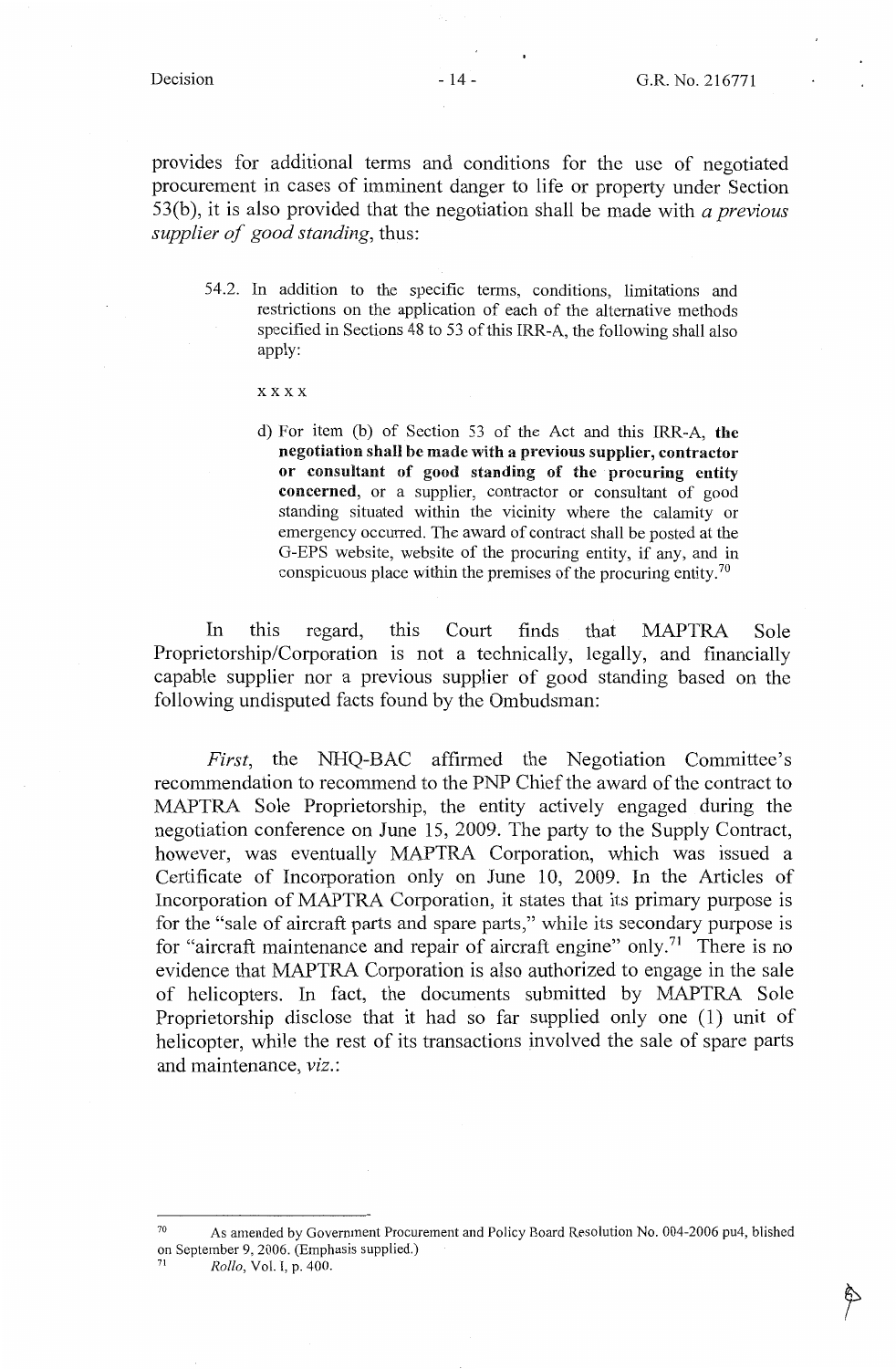provides for additional terms and conditions for the use of negotiated procurement in cases of imminent danger to life or property under Section 53(b), it is also provided that the negotiation shall be made with *a previous supplier of good standing*, thus:

> 54.2. In addition to the specific terms, conditions, limitations and restrictions on the application of each of the alternative methods specified in Sections 48 to 53 of this IRR-A, the following shall also apply:
>
> x x x x
>
> d) For item (b) of Section 53 of the Act and this IRR-A, **the negotiation shall be made with a previous supplier, contractor or consultant of good standing of the procuring entity concerned**, or a supplier, contractor or consultant of good standing situated within the vicinity where the calamity or emergency occurred. The award of contract shall be posted at the G-EPS website, website of the procuring entity, if any, and in conspicuous place within the premises of the procuring entity.[70]

In this regard, this Court finds that MAPTRA Sole Proprietorship/Corporation is not a technically, legally, and financially capable supplier nor a previous supplier of good standing based on the following undisputed facts found by the Ombudsman:

*First*, the NHQ-BAC affirmed the Negotiation Committee's recommendation to recommend to the PNP Chief the award of the contract to MAPTRA Sole Proprietorship, the entity actively engaged during the negotiation conference on June 15, 2009. The party to the Supply Contract, however, was eventually MAPTRA Corporation, which was issued a Certificate of Incorporation only on June 10, 2009. In the Articles of Incorporation of MAPTRA Corporation, it states that its primary purpose is for the "sale of aircraft parts and spare parts," while its secondary purpose is for "aircraft maintenance and repair of aircraft engine" only.[71] There is no evidence that MAPTRA Corporation is also authorized to engage in the sale of helicopters. In fact, the documents submitted by MAPTRA Sole Proprietorship disclose that it had so far supplied only one (1) unit of helicopter, while the rest of its transactions involved the sale of spare parts and maintenance, *viz.*:

---

[70] As amended by Government Procurement and Policy Board Resolution No. 004-2006 pu4, blished on September 9, 2006. (Emphasis supplied.)

[71] *Rollo*, Vol. I, p. 400.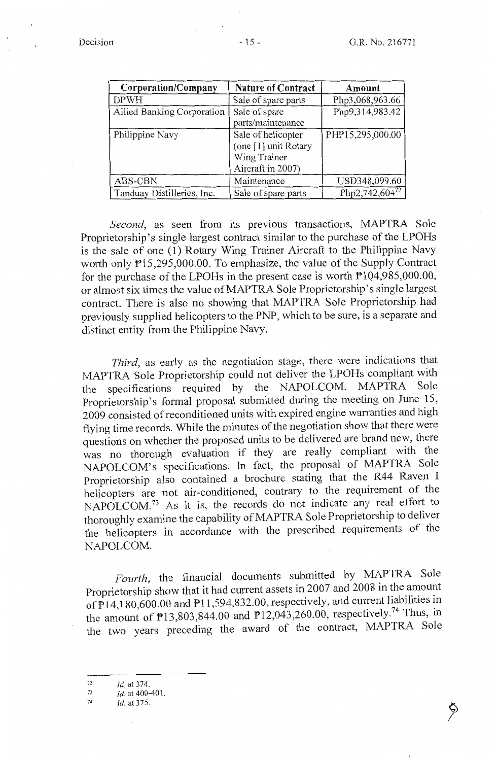| Corporation/Company | Nature of Contract | Amount |
|---|---|---|
| DPWH | Sale of spare parts | Php3,068,963.66 |
| Allied Banking Corporation | Sale of spare parts/maintenance | Php9,314,983.42 |
| Philippine Navy | Sale of helicopter (one [1] unit Rotary Wing Trainer Aircraft in 2007) | PHP15,295,000.00 |
| ABS-CBN | Maintenance | USD348,099.60 |
| Tanduay Distilleries, Inc. | Sale of spare parts | Php2,742,604[72] |

*Second*, as seen from its previous transactions, MAPTRA Sole Proprietorship's single largest contract similar to the purchase of the LPOHs is the sale of one (1) Rotary Wing Trainer Aircraft to the Philippine Navy worth only ₱15,295,000.00. To emphasize, the value of the Supply Contract for the purchase of the LPOHs in the present case is worth ₱104,985,000.00, or almost six times the value of MAPTRA Sole Proprietorship's single largest contract. There is also no showing that MAPTRA Sole Proprietorship had previously supplied helicopters to the PNP, which to be sure, is a separate and distinct entity from the Philippine Navy.

*Third*, as early as the negotiation stage, there were indications that MAPTRA Sole Proprietorship could not deliver the LPOHs compliant with the specifications required by the NAPOLCOM. MAPTRA Sole Proprietorship's formal proposal submitted during the meeting on June 15, 2009 consisted of reconditioned units with expired engine warranties and high flying time records. While the minutes of the negotiation show that there were questions on whether the proposed units to be delivered are brand new, there was no thorough evaluation if they are really compliant with the NAPOLCOM's specifications. In fact, the proposal of MAPTRA Sole Proprietorship also contained a brochure stating that the R44 Raven I helicopters are not air-conditioned, contrary to the requirement of the NAPOLCOM.[73] As it is, the records do not indicate any real effort to thoroughly examine the capability of MAPTRA Sole Proprietorship to deliver the helicopters in accordance with the prescribed requirements of the NAPOLCOM.

*Fourth*, the financial documents submitted by MAPTRA Sole Proprietorship show that it had current assets in 2007 and 2008 in the amount of ₱14,180,600.00 and ₱11,594,832.00, respectively, and current liabilities in the amount of ₱13,803,844.00 and ₱12,043,260.00, respectively.[74] Thus, in the two years preceding the award of the contract, MAPTRA Sole

---

[72] *Id.* at 374.

[73] *Id.* at 400-401.

[74] *Id.* at 375.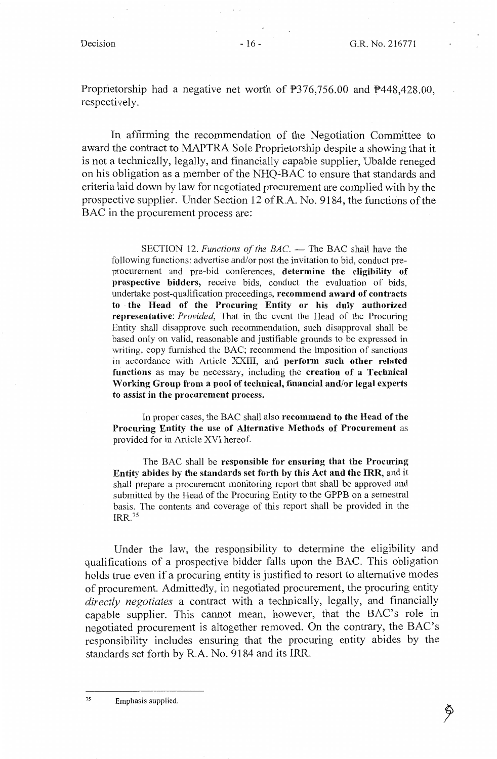Proprietorship had a negative net worth of ₱376,756.00 and ₱448,428.00, respectively.

In affirming the recommendation of the Negotiation Committee to award the contract to MAPTRA Sole Proprietorship despite a showing that it is not a technically, legally, and financially capable supplier, Ubalde reneged on his obligation as a member of the NHQ-BAC to ensure that standards and criteria laid down by law for negotiated procurement are complied with by the prospective supplier. Under Section 12 of R.A. No. 9184, the functions of the BAC in the procurement process are:

> SECTION 12. *Functions of the BAC.* — The BAC shall have the following functions: advertise and/or post the invitation to bid, conduct pre-procurement and pre-bid conferences, **determine the eligibility of prospective bidders,** receive bids, conduct the evaluation of bids, undertake post-qualification proceedings, **recommend award of contracts to the Head of the Procuring Entity or his duly authorized representative**: *Provided*, That in the event the Head of the Procuring Entity shall disapprove such recommendation, such disapproval shall be based only on valid, reasonable and justifiable grounds to be expressed in writing, copy furnished the BAC; recommend the imposition of sanctions in accordance with Article XXIII, and **perform such other related functions** as may be necessary, including the **creation of a Technical Working Group from a pool of technical, financial and/or legal experts to assist in the procurement process.**
>
> In proper cases, the BAC shall also **recommend to the Head of the Procuring Entity the use of Alternative Methods of Procurement** as provided for in Article XVI hereof.
>
> The BAC shall be **responsible for ensuring that the Procuring Entity abides by the standards set forth by this Act and the IRR**, and it shall prepare a procurement monitoring report that shall be approved and submitted by the Head of the Procuring Entity to the GPPB on a semestral basis. The contents and coverage of this report shall be provided in the IRR.[75]

Under the law, the responsibility to determine the eligibility and qualifications of a prospective bidder falls upon the BAC. This obligation holds true even if a procuring entity is justified to resort to alternative modes of procurement. Admittedly, in negotiated procurement, the procuring entity *directly negotiates* a contract with a technically, legally, and financially capable supplier. This cannot mean, however, that the BAC's role in negotiated procurement is altogether removed. On the contrary, the BAC's responsibility includes ensuring that the procuring entity abides by the standards set forth by R.A. No. 9184 and its IRR.

---

[75] Emphasis supplied.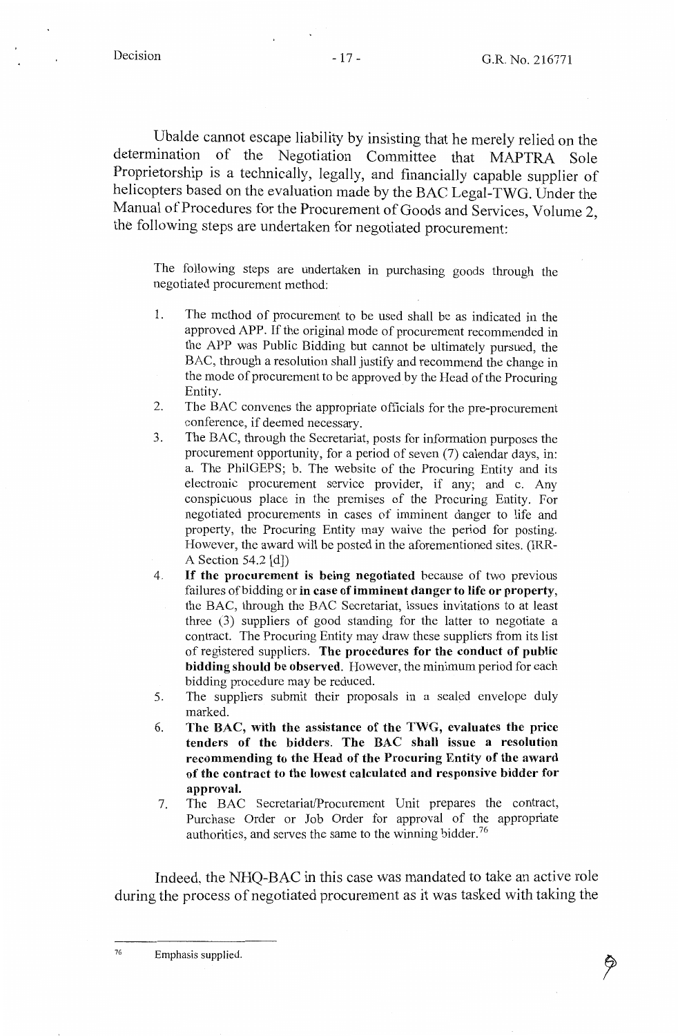Ubalde cannot escape liability by insisting that he merely relied on the determination of the Negotiation Committee that MAPTRA Sole Proprietorship is a technically, legally, and financially capable supplier of helicopters based on the evaluation made by the BAC Legal-TWG. Under the Manual of Procedures for the Procurement of Goods and Services, Volume 2, the following steps are undertaken for negotiated procurement:

> The following steps are undertaken in purchasing goods through the negotiated procurement method:
>
> 1. The method of procurement to be used shall be as indicated in the approved APP. If the original mode of procurement recommended in the APP was Public Bidding but cannot be ultimately pursued, the BAC, through a resolution shall justify and recommend the change in the mode of procurement to be approved by the Head of the Procuring Entity.
> 2. The BAC convenes the appropriate officials for the pre-procurement conference, if deemed necessary.
> 3. The BAC, through the Secretariat, posts for information purposes the procurement opportunity, for a period of seven (7) calendar days, in: a. The PhilGEPS; b. The website of the Procuring Entity and its electronic procurement service provider, if any; and c. Any conspicuous place in the premises of the Procuring Entity. For negotiated procurements in cases of imminent danger to life and property, the Procuring Entity may waive the period for posting. However, the award will be posted in the aforementioned sites. (IRR-A Section 54.2 [d])
> 4. **If the procurement is being negotiated** because of two previous failures of bidding or **in case of imminent danger to life or property**, the BAC, through the BAC Secretariat, issues invitations to at least three (3) suppliers of good standing for the latter to negotiate a contract. The Procuring Entity may draw these suppliers from its list of registered suppliers. **The procedures for the conduct of public bidding should be observed.** However, the minimum period for each bidding procedure may be reduced.
> 5. The suppliers submit their proposals in a sealed envelope duly marked.
> 6. **The BAC, with the assistance of the TWG, evaluates the price tenders of the bidders. The BAC shall issue a resolution recommending to the Head of the Procuring Entity of the award of the contract to the lowest calculated and responsive bidder for approval.**
> 7. The BAC Secretariat/Procurement Unit prepares the contract, Purchase Order or Job Order for approval of the appropriate authorities, and serves the same to the winning bidder.[76]

Indeed, the NHQ-BAC in this case was mandated to take an active role during the process of negotiated procurement as it was tasked with taking the

---

[76] Emphasis supplied.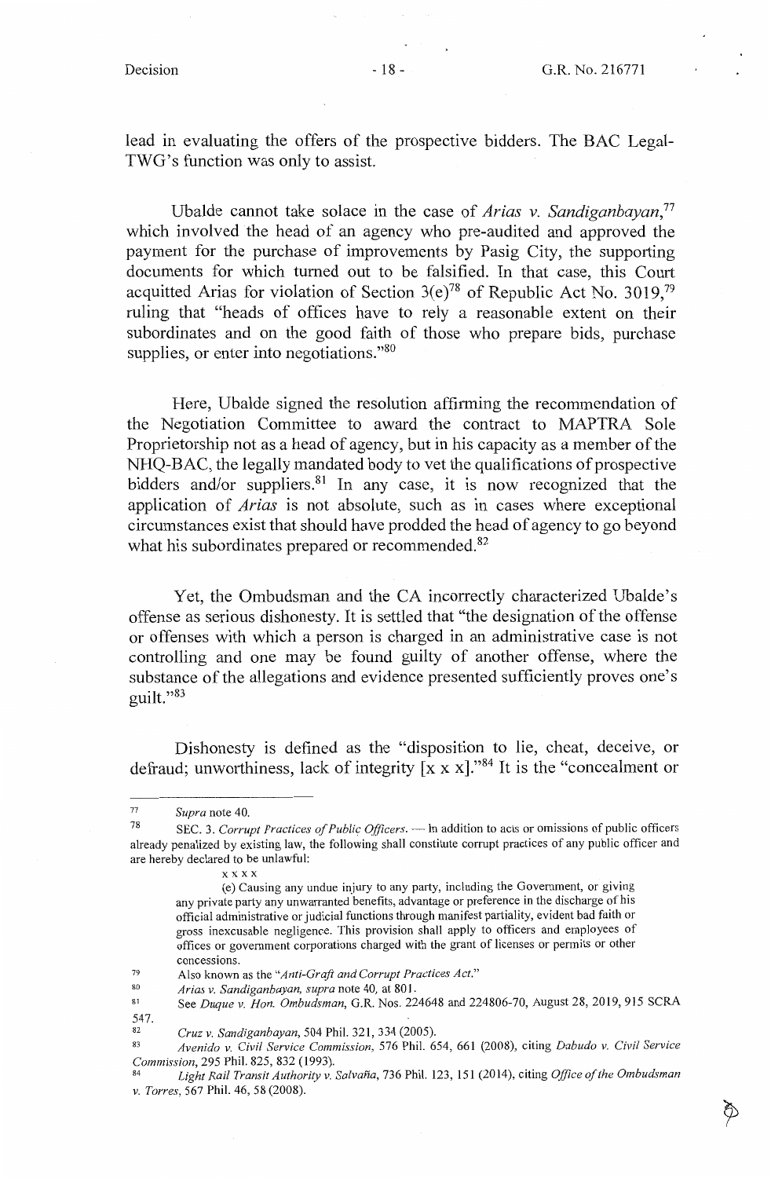lead in evaluating the offers of the prospective bidders. The BAC Legal-TWG's function was only to assist.

Ubalde cannot take solace in the case of *Arias v. Sandiganbayan*,[77] which involved the head of an agency who pre-audited and approved the payment for the purchase of improvements by Pasig City, the supporting documents for which turned out to be falsified. In that case, this Court acquitted Arias for violation of Section 3(e)[78] of Republic Act No. 3019,[79] ruling that "heads of offices have to rely a reasonable extent on their subordinates and on the good faith of those who prepare bids, purchase supplies, or enter into negotiations."[80]

Here, Ubalde signed the resolution affirming the recommendation of the Negotiation Committee to award the contract to MAPTRA Sole Proprietorship not as a head of agency, but in his capacity as a member of the NHQ-BAC, the legally mandated body to vet the qualifications of prospective bidders and/or suppliers.[81] In any case, it is now recognized that the application of *Arias* is not absolute, such as in cases where exceptional circumstances exist that should have prodded the head of agency to go beyond what his subordinates prepared or recommended.[82]

Yet, the Ombudsman and the CA incorrectly characterized Ubalde's offense as serious dishonesty. It is settled that "the designation of the offense or offenses with which a person is charged in an administrative case is not controlling and one may be found guilty of another offense, where the substance of the allegations and evidence presented sufficiently proves one's guilt."[83]

Dishonesty is defined as the "disposition to lie, cheat, deceive, or defraud; unworthiness, lack of integrity [x x x]."[84] It is the "concealment or

---

[77] *Supra* note 40.

[78] SEC. 3. *Corrupt Practices of Public Officers.* — In addition to acts or omissions of public officers already penalized by existing law, the following shall constitute corrupt practices of any public officer and are hereby declared to be unlawful:

x x x x

(e) Causing any undue injury to any party, including the Government, or giving any private party any unwarranted benefits, advantage or preference in the discharge of his official administrative or judicial functions through manifest partiality, evident bad faith or gross inexcusable negligence. This provision shall apply to officers and employees of offices or government corporations charged with the grant of licenses or permits or other concessions.

[79] Also known as the "*Anti-Graft and Corrupt Practices Act*."

[80] *Arias v. Sandiganbayan, supra* note 40, at 801.

[81] See *Duque v. Hon. Ombudsman*, G.R. Nos. 224648 and 224806-70, August 28, 2019, 915 SCRA 547.

[82] *Cruz v. Sandiganbayan*, 504 Phil. 321, 334 (2005).

[83] *Avenido v. Civil Service Commission*, 576 Phil. 654, 661 (2008), citing *Dabudo v. Civil Service Commission*, 295 Phil. 825, 832 (1993).

[84] *Light Rail Transit Authority v. Salvaña*, 736 Phil. 123, 151 (2014), citing *Office of the Ombudsman v. Torres*, 567 Phil. 46, 58 (2008).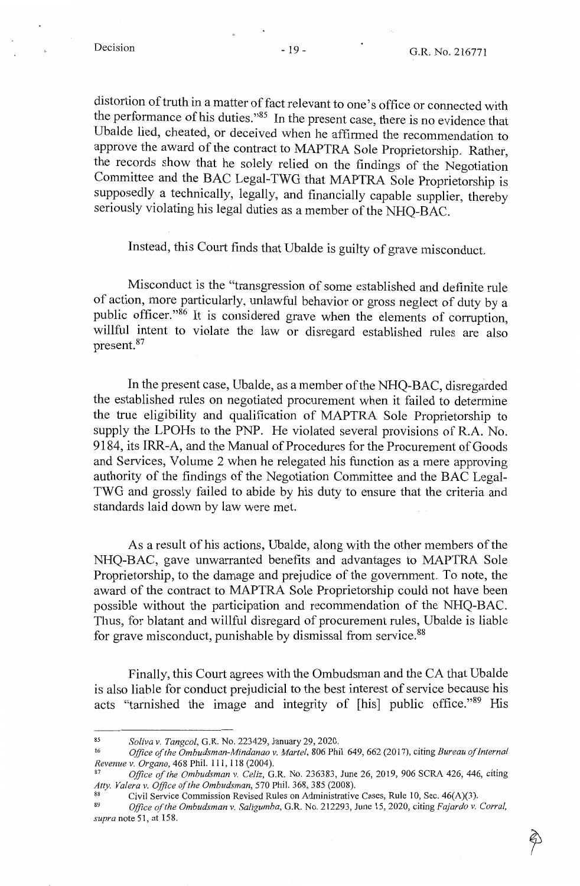distortion of truth in a matter of fact relevant to one's office or connected with the performance of his duties."[85] In the present case, there is no evidence that Ubalde lied, cheated, or deceived when he affirmed the recommendation to approve the award of the contract to MAPTRA Sole Proprietorship. Rather, the records show that he solely relied on the findings of the Negotiation Committee and the BAC Legal-TWG that MAPTRA Sole Proprietorship is supposedly a technically, legally, and financially capable supplier, thereby seriously violating his legal duties as a member of the NHQ-BAC.

Instead, this Court finds that Ubalde is guilty of grave misconduct.

Misconduct is the "transgression of some established and definite rule of action, more particularly, unlawful behavior or gross neglect of duty by a public officer."[86] It is considered grave when the elements of corruption, willful intent to violate the law or disregard established rules are also present.[87]

In the present case, Ubalde, as a member of the NHQ-BAC, disregarded the established rules on negotiated procurement when it failed to determine the true eligibility and qualification of MAPTRA Sole Proprietorship to supply the LPOHs to the PNP. He violated several provisions of R.A. No. 9184, its IRR-A, and the Manual of Procedures for the Procurement of Goods and Services, Volume 2 when he relegated his function as a mere approving authority of the findings of the Negotiation Committee and the BAC Legal-TWG and grossly failed to abide by his duty to ensure that the criteria and standards laid down by law were met.

As a result of his actions, Ubalde, along with the other members of the NHQ-BAC, gave unwarranted benefits and advantages to MAPTRA Sole Proprietorship, to the damage and prejudice of the government. To note, the award of the contract to MAPTRA Sole Proprietorship could not have been possible without the participation and recommendation of the NHQ-BAC. Thus, for blatant and willful disregard of procurement rules, Ubalde is liable for grave misconduct, punishable by dismissal from service.[88]

Finally, this Court agrees with the Ombudsman and the CA that Ubalde is also liable for conduct prejudicial to the best interest of service because his acts "tarnished the image and integrity of [his] public office."[89] His

---

[85] *Soliva v. Tangcol*, G.R. No. 223429, January 29, 2020.

[86] *Office of the Ombudsman-Mindanao v. Martel*, 806 Phil. 649, 662 (2017), citing *Bureau of Internal Revenue v. Organo*, 468 Phil. 111, 118 (2004).

[87] *Office of the Ombudsman v. Celiz*, G.R. No. 236383, June 26, 2019, 906 SCRA 426, 446, citing *Atty. Valera v. Office of the Ombudsman*, 570 Phil. 368, 385 (2008).

[88] Civil Service Commission Revised Rules on Administrative Cases, Rule 10, Sec. 46(A)(3).

[89] *Office of the Ombudsman v. Saligumba*, G.R. No. 212293, June 15, 2020, citing *Fajardo v. Corral*, *supra* note 51, at 158.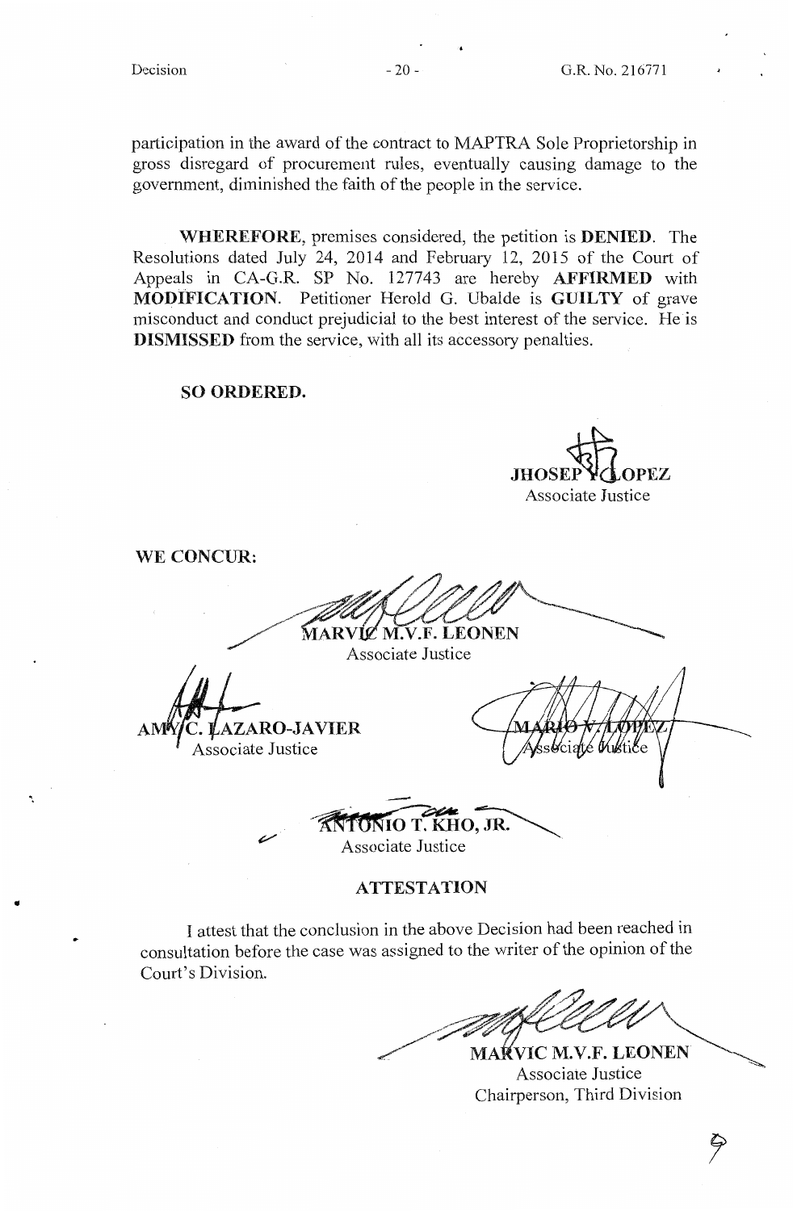participation in the award of the contract to MAPTRA Sole Proprietorship in gross disregard of procurement rules, eventually causing damage to the government, diminished the faith of the people in the service.

**WHEREFORE**, premises considered, the petition is **DENIED**. The Resolutions dated July 24, 2014 and February 12, 2015 of the Court of Appeals in CA-G.R. SP No. 127743 are hereby **AFFIRMED** with **MODIFICATION**. Petitioner Herold G. Ubalde is **GUILTY** of grave misconduct and conduct prejudicial to the best interest of the service. He is **DISMISSED** from the service, with all its accessory penalties.

**SO ORDERED.**

**JHOSEP Y. LOPEZ**
Associate Justice

**WE CONCUR:**

**MARVIC M.V.F. LEONEN**
Associate Justice

**AMY C. LAZARO-JAVIER**
Associate Justice

**MARIO V. LOPEZ**
Associate Justice

**ANTONIO T. KHO, JR.**
Associate Justice

## ATTESTATION

I attest that the conclusion in the above Decision had been reached in consultation before the case was assigned to the writer of the opinion of the Court's Division.

**MARVIC M.V.F. LEONEN**
Associate Justice
Chairperson, Third Division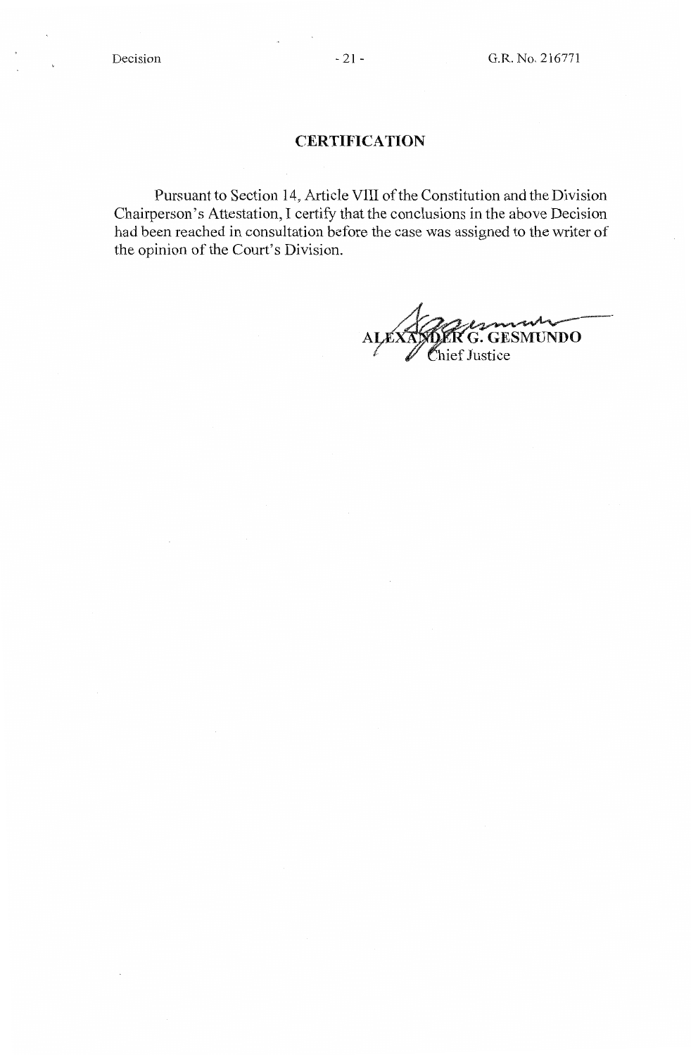## CERTIFICATION

Pursuant to Section 14, Article VIII of the Constitution and the Division Chairperson's Attestation, I certify that the conclusions in the above Decision had been reached in consultation before the case was assigned to the writer of the opinion of the Court's Division.

**ALEXANDER G. GESMUNDO**
Chief Justice